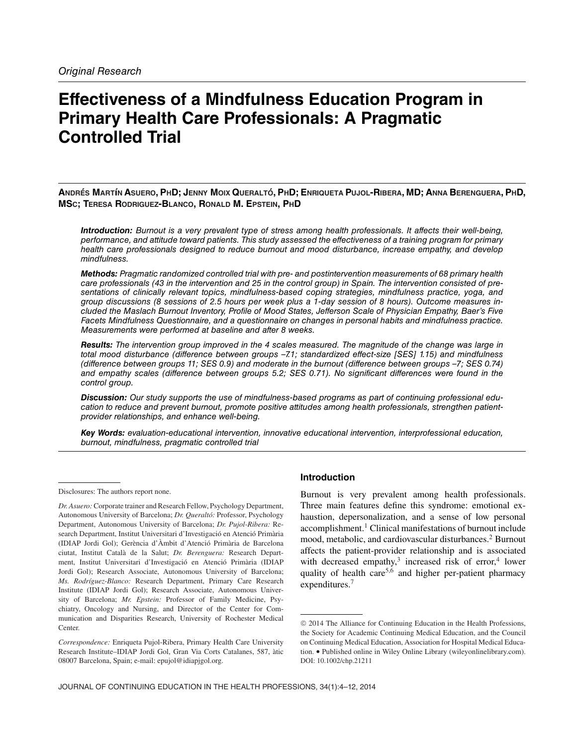*Original Research*

# Effectiveness of a Mindfulness Education Program in Primary Health Care Professionals: A Pragmatic Controlled Trial

**Andrés Martín Asuero, PhD; Jenny Moix Queraltó, PhD; Enriqueta Pujol-Ribera, MD; Anna Berenguera, PhD, MSc; Teresa Rodriguez-Blanco, Ronald M. Epstein, PhD**

***Introduction:*** *Burnout is a very prevalent type of stress among health professionals. It affects their well-being, performance, and attitude toward patients. This study assessed the effectiveness of a training program for primary health care professionals designed to reduce burnout and mood disturbance, increase empathy, and develop mindfulness.*

***Methods:*** *Pragmatic randomized controlled trial with pre- and postintervention measurements of 68 primary health care professionals (43 in the intervention and 25 in the control group) in Spain. The intervention consisted of presentations of clinically relevant topics, mindfulness-based coping strategies, mindfulness practice, yoga, and group discussions (8 sessions of 2.5 hours per week plus a 1-day session of 8 hours). Outcome measures included the Maslach Burnout Inventory, Profile of Mood States, Jefferson Scale of Physician Empathy, Baer's Five Facets Mindfulness Questionnaire, and a questionnaire on changes in personal habits and mindfulness practice. Measurements were performed at baseline and after 8 weeks.*

***Results:*** *The intervention group improved in the 4 scales measured. The magnitude of the change was large in total mood disturbance (difference between groups −7.1; standardized effect-size [SES] 1.15) and mindfulness (difference between groups 11; SES 0.9) and moderate in the burnout (difference between groups −7; SES 0.74) and empathy scales (difference between groups 5.2; SES 0.71). No significant differences were found in the control group.*

***Discussion:*** *Our study supports the use of mindfulness-based programs as part of continuing professional education to reduce and prevent burnout, promote positive attitudes among health professionals, strengthen patient-provider relationships, and enhance well-being.*

***Key Words:*** *evaluation-educational intervention, innovative educational intervention, interprofessional education, burnout, mindfulness, pragmatic controlled trial*

---

Disclosures: The authors report none.

*Dr. Asuero:* Corporate trainer and Research Fellow, Psychology Department, Autonomous University of Barcelona; *Dr. Queraltó:* Professor, Psychology Department, Autonomous University of Barcelona; *Dr. Pujol-Ribera:* Research Department, Institut Universitari d'Investigació en Atenció Primària (IDIAP Jordi Gol); Gerència d'Àmbit d'Atenció Primària de Barcelona ciutat, Institut Català de la Salut; *Dr. Berenguera:* Research Department, Institut Universitari d'Investigació en Atenció Primària (IDIAP Jordi Gol); Research Associate, Autonomous University of Barcelona; *Ms. Rodríguez-Blanco:* Research Department, Primary Care Research Institute (IDIAP Jordi Gol); Research Associate, Autonomous University of Barcelona; *Mr. Epstein:* Professor of Family Medicine, Psychiatry, Oncology and Nursing, and Director of the Center for Communication and Disparities Research, University of Rochester Medical Center.

*Correspondence:* Enriqueta Pujol-Ribera, Primary Health Care University Research Institute–IDIAP Jordi Gol, Gran Via Corts Catalanes, 587, àtic 08007 Barcelona, Spain; e-mail: epujol@idiapjgol.org.

## Introduction

Burnout is very prevalent among health professionals. Three main features define this syndrome: emotional exhaustion, depersonalization, and a sense of low personal accomplishment.[1] Clinical manifestations of burnout include mood, metabolic, and cardiovascular disturbances.[2] Burnout affects the patient-provider relationship and is associated with decreased empathy,[3] increased risk of error,[4] lower quality of health care[5,6] and higher per-patient pharmacy expenditures.[7]

---

© 2014 The Alliance for Continuing Education in the Health Professions, the Society for Academic Continuing Medical Education, and the Council on Continuing Medical Education, Association for Hospital Medical Education. • Published online in Wiley Online Library (wileyonlinelibrary.com). DOI: 10.1002/chp.21211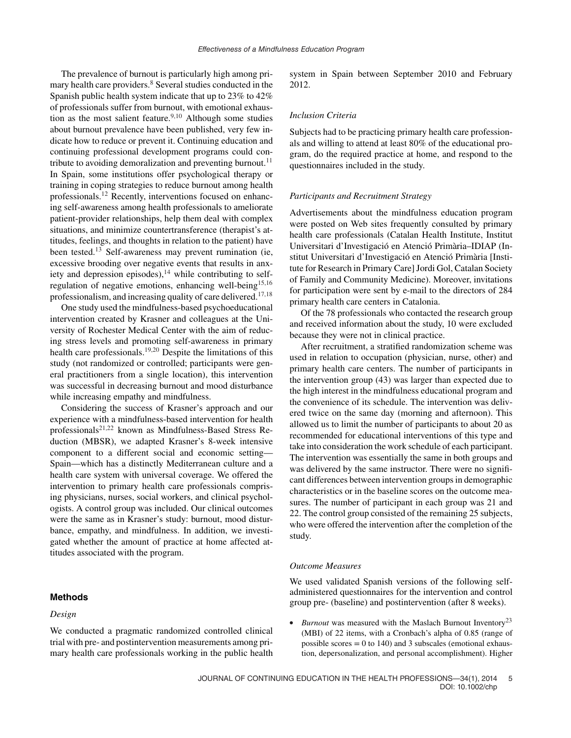The prevalence of burnout is particularly high among primary health care providers.[8] Several studies conducted in the Spanish public health system indicate that up to 23% to 42% of professionals suffer from burnout, with emotional exhaustion as the most salient feature.[9,10] Although some studies about burnout prevalence have been published, very few indicate how to reduce or prevent it. Continuing education and continuing professional development programs could contribute to avoiding demoralization and preventing burnout.[11] In Spain, some institutions offer psychological therapy or training in coping strategies to reduce burnout among health professionals.[12] Recently, interventions focused on enhancing self-awareness among health professionals to ameliorate patient-provider relationships, help them deal with complex situations, and minimize countertransference (therapist's attitudes, feelings, and thoughts in relation to the patient) have been tested.[13] Self-awareness may prevent rumination (ie, excessive brooding over negative events that results in anxiety and depression episodes),[14] while contributing to self-regulation of negative emotions, enhancing well-being[15,16] professionalism, and increasing quality of care delivered.[17,18]

One study used the mindfulness-based psychoeducational intervention created by Krasner and colleagues at the University of Rochester Medical Center with the aim of reducing stress levels and promoting self-awareness in primary health care professionals.[19,20] Despite the limitations of this study (not randomized or controlled; participants were general practitioners from a single location), this intervention was successful in decreasing burnout and mood disturbance while increasing empathy and mindfulness.

Considering the success of Krasner's approach and our experience with a mindfulness-based intervention for health professionals[21,22] known as Mindfulness-Based Stress Reduction (MBSR), we adapted Krasner's 8-week intensive component to a different social and economic setting—Spain—which has a distinctly Mediterranean culture and a health care system with universal coverage. We offered the intervention to primary health care professionals comprising physicians, nurses, social workers, and clinical psychologists. A control group was included. Our clinical outcomes were the same as in Krasner's study: burnout, mood disturbance, empathy, and mindfulness. In addition, we investigated whether the amount of practice at home affected attitudes associated with the program.

## Methods

### *Design*

We conducted a pragmatic randomized controlled clinical trial with pre- and postintervention measurements among primary health care professionals working in the public health system in Spain between September 2010 and February 2012.

### *Inclusion Criteria*

Subjects had to be practicing primary health care professionals and willing to attend at least 80% of the educational program, do the required practice at home, and respond to the questionnaires included in the study.

### *Participants and Recruitment Strategy*

Advertisements about the mindfulness education program were posted on Web sites frequently consulted by primary health care professionals (Catalan Health Institute, Institut Universitari d'Investigació en Atenció Primària–IDIAP (Institut Universitari d'Investigació en Atenció Primària [Institute for Research in Primary Care] Jordi Gol, Catalan Society of Family and Community Medicine). Moreover, invitations for participation were sent by e-mail to the directors of 284 primary health care centers in Catalonia.

Of the 78 professionals who contacted the research group and received information about the study, 10 were excluded because they were not in clinical practice.

After recruitment, a stratified randomization scheme was used in relation to occupation (physician, nurse, other) and primary health care centers. The number of participants in the intervention group (43) was larger than expected due to the high interest in the mindfulness educational program and the convenience of its schedule. The intervention was delivered twice on the same day (morning and afternoon). This allowed us to limit the number of participants to about 20 as recommended for educational interventions of this type and take into consideration the work schedule of each participant. The intervention was essentially the same in both groups and was delivered by the same instructor. There were no significant differences between intervention groups in demographic characteristics or in the baseline scores on the outcome measures. The number of participant in each group was 21 and 22. The control group consisted of the remaining 25 subjects, who were offered the intervention after the completion of the study.

### *Outcome Measures*

We used validated Spanish versions of the following self-administered questionnaires for the intervention and control group pre- (baseline) and postintervention (after 8 weeks).

- *Burnout* was measured with the Maslach Burnout Inventory[23] (MBI) of 22 items, with a Cronbach's alpha of 0.85 (range of possible scores = 0 to 140) and 3 subscales (emotional exhaustion, depersonalization, and personal accomplishment). Higher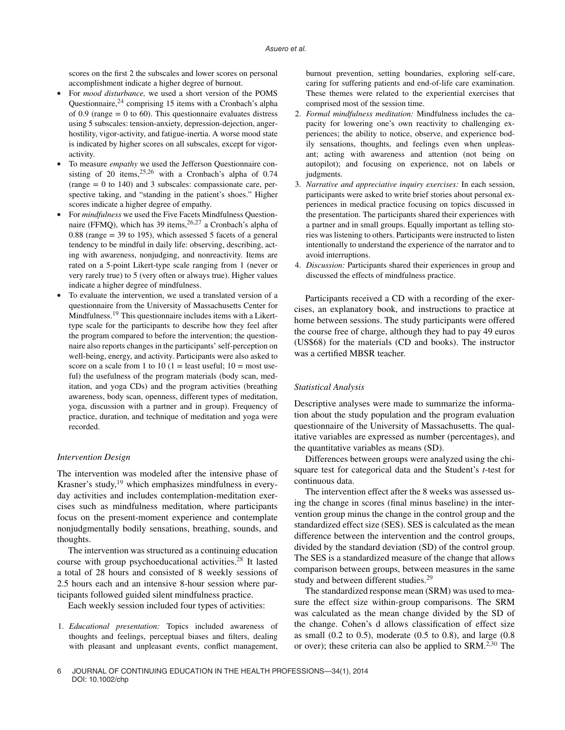scores on the first 2 the subscales and lower scores on personal accomplishment indicate a higher degree of burnout.

- For *mood disturbance,* we used a short version of the POMS Questionnaire,[24] comprising 15 items with a Cronbach's alpha of 0.9 (range = 0 to 60). This questionnaire evaluates distress using 5 subscales: tension-anxiety, depression-dejection, anger-hostility, vigor-activity, and fatigue-inertia. A worse mood state is indicated by higher scores on all subscales, except for vigor-activity.
- To measure *empathy* we used the Jefferson Questionnaire consisting of 20 items,[25,26] with a Cronbach's alpha of 0.74 (range = 0 to 140) and 3 subscales: compassionate care, perspective taking, and "standing in the patient's shoes." Higher scores indicate a higher degree of empathy.
- For *mindfulness* we used the Five Facets Mindfulness Questionnaire (FFMQ), which has 39 items,[26,27] a Cronbach's alpha of 0.88 (range = 39 to 195), which assessed 5 facets of a general tendency to be mindful in daily life: observing, describing, acting with awareness, nonjudging, and nonreactivity. Items are rated on a 5-point Likert-type scale ranging from 1 (never or very rarely true) to 5 (very often or always true). Higher values indicate a higher degree of mindfulness.
- To evaluate the intervention, we used a translated version of a questionnaire from the University of Massachusetts Center for Mindfulness.[19] This questionnaire includes items with a Likert-type scale for the participants to describe how they feel after the program compared to before the intervention; the questionnaire also reports changes in the participants' self-perception on well-being, energy, and activity. Participants were also asked to score on a scale from 1 to 10 (1 = least useful; 10 = most useful) the usefulness of the program materials (body scan, meditation, and yoga CDs) and the program activities (breathing awareness, body scan, openness, different types of meditation, yoga, discussion with a partner and in group). Frequency of practice, duration, and technique of meditation and yoga were recorded.

### *Intervention Design*

The intervention was modeled after the intensive phase of Krasner's study,[19] which emphasizes mindfulness in everyday activities and includes contemplation-meditation exercises such as mindfulness meditation, where participants focus on the present-moment experience and contemplate nonjudgmentally bodily sensations, breathing, sounds, and thoughts.

The intervention was structured as a continuing education course with group psychoeducational activities.[28] It lasted a total of 28 hours and consisted of 8 weekly sessions of 2.5 hours each and an intensive 8-hour session where participants followed guided silent mindfulness practice.

Each weekly session included four types of activities:

1. *Educational presentation:* Topics included awareness of thoughts and feelings, perceptual biases and filters, dealing with pleasant and unpleasant events, conflict management, burnout prevention, setting boundaries, exploring self-care, caring for suffering patients and end-of-life care examination. These themes were related to the experiential exercises that comprised most of the session time.
2. *Formal mindfulness meditation:* Mindfulness includes the capacity for lowering one's own reactivity to challenging experiences; the ability to notice, observe, and experience bodily sensations, thoughts, and feelings even when unpleasant; acting with awareness and attention (not being on autopilot); and focusing on experience, not on labels or judgments.
3. *Narrative and appreciative inquiry exercises:* In each session, participants were asked to write brief stories about personal experiences in medical practice focusing on topics discussed in the presentation. The participants shared their experiences with a partner and in small groups. Equally important as telling stories was listening to others. Participants were instructed to listen intentionally to understand the experience of the narrator and to avoid interruptions.
4. *Discussion:* Participants shared their experiences in group and discussed the effects of mindfulness practice.

Participants received a CD with a recording of the exercises, an explanatory book, and instructions to practice at home between sessions. The study participants were offered the course free of charge, although they had to pay 49 euros (US$68) for the materials (CD and books). The instructor was a certified MBSR teacher.

### *Statistical Analysis*

Descriptive analyses were made to summarize the information about the study population and the program evaluation questionnaire of the University of Massachusetts. The qualitative variables are expressed as number (percentages), and the quantitative variables as means (SD).

Differences between groups were analyzed using the chi-square test for categorical data and the Student's *t*-test for continuous data.

The intervention effect after the 8 weeks was assessed using the change in scores (final minus baseline) in the intervention group minus the change in the control group and the standardized effect size (SES). SES is calculated as the mean difference between the intervention and the control groups, divided by the standard deviation (SD) of the control group. The SES is a standardized measure of the change that allows comparison between groups, between measures in the same study and between different studies.[29]

The standardized response mean (SRM) was used to measure the effect size within-group comparisons. The SRM was calculated as the mean change divided by the SD of the change. Cohen's d allows classification of effect size as small (0.2 to 0.5), moderate (0.5 to 0.8), and large (0.8 or over); these criteria can also be applied to SRM.[2,30] The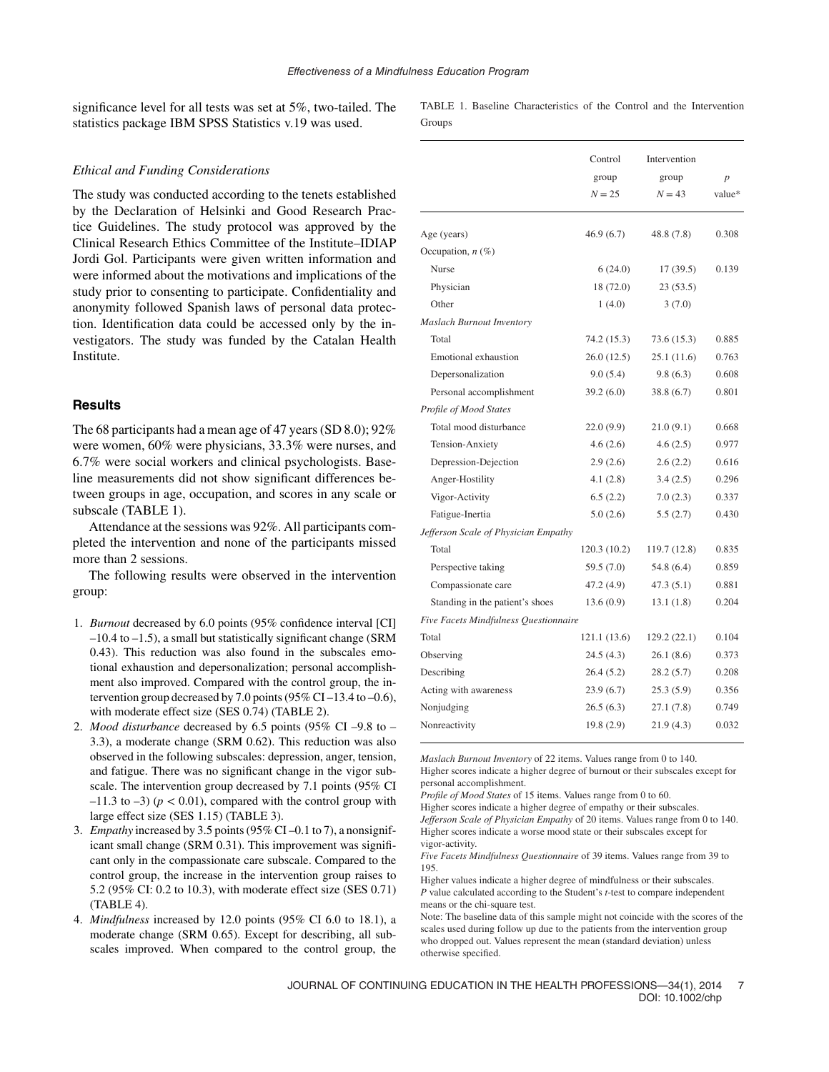significance level for all tests was set at 5%, two-tailed. The statistics package IBM SPSS Statistics v.19 was used.

### *Ethical and Funding Considerations*

The study was conducted according to the tenets established by the Declaration of Helsinki and Good Research Practice Guidelines. The study protocol was approved by the Clinical Research Ethics Committee of the Institute–IDIAP Jordi Gol. Participants were given written information and were informed about the motivations and implications of the study prior to consenting to participate. Confidentiality and anonymity followed Spanish laws of personal data protection. Identification data could be accessed only by the investigators. The study was funded by the Catalan Health Institute.

## Results

The 68 participants had a mean age of 47 years (SD 8.0); 92% were women, 60% were physicians, 33.3% were nurses, and 6.7% were social workers and clinical psychologists. Baseline measurements did not show significant differences between groups in age, occupation, and scores in any scale or subscale (TABLE 1).

Attendance at the sessions was 92%. All participants completed the intervention and none of the participants missed more than 2 sessions.

The following results were observed in the intervention group:

1. *Burnout* decreased by 6.0 points (95% confidence interval [CI] –10.4 to –1.5), a small but statistically significant change (SRM 0.43). This reduction was also found in the subscales emotional exhaustion and depersonalization; personal accomplishment also improved. Compared with the control group, the intervention group decreased by 7.0 points (95% CI –13.4 to –0.6), with moderate effect size (SES 0.74) (TABLE 2).
2. *Mood disturbance* decreased by 6.5 points (95% CI –9.8 to –3.3), a moderate change (SRM 0.62). This reduction was also observed in the following subscales: depression, anger, tension, and fatigue. There was no significant change in the vigor subscale. The intervention group decreased by 7.1 points (95% CI –11.3 to –3) ($p < 0.01$), compared with the control group with large effect size (SES 1.15) (TABLE 3).
3. *Empathy* increased by 3.5 points (95% CI –0.1 to 7), a nonsignificant small change (SRM 0.31). This improvement was significant only in the compassionate care subscale. Compared to the control group, the increase in the intervention group raises to 5.2 (95% CI: 0.2 to 10.3), with moderate effect size (SES 0.71) (TABLE 4).
4. *Mindfulness* increased by 12.0 points (95% CI 6.0 to 18.1), a moderate change (SRM 0.65). Except for describing, all subscales improved. When compared to the control group, the

TABLE 1. Baseline Characteristics of the Control and the Intervention Groups

| | Control group $N = 25$ | Intervention group $N = 43$ | $p$ value* |
|---|---|---|---|
| Age (years) | 46.9 (6.7) | 48.8 (7.8) | 0.308 |
| Occupation, $n$ (%) | | | |
| Nurse | 6 (24.0) | 17 (39.5) | 0.139 |
| Physician | 18 (72.0) | 23 (53.5) | |
| Other | 1 (4.0) | 3 (7.0) | |
| *Maslach Burnout Inventory* | | | |
| Total | 74.2 (15.3) | 73.6 (15.3) | 0.885 |
| Emotional exhaustion | 26.0 (12.5) | 25.1 (11.6) | 0.763 |
| Depersonalization | 9.0 (5.4) | 9.8 (6.3) | 0.608 |
| Personal accomplishment | 39.2 (6.0) | 38.8 (6.7) | 0.801 |
| *Profile of Mood States* | | | |
| Total mood disturbance | 22.0 (9.9) | 21.0 (9.1) | 0.668 |
| Tension-Anxiety | 4.6 (2.6) | 4.6 (2.5) | 0.977 |
| Depression-Dejection | 2.9 (2.6) | 2.6 (2.2) | 0.616 |
| Anger-Hostility | 4.1 (2.8) | 3.4 (2.5) | 0.296 |
| Vigor-Activity | 6.5 (2.2) | 7.0 (2.3) | 0.337 |
| Fatigue-Inertia | 5.0 (2.6) | 5.5 (2.7) | 0.430 |
| *Jefferson Scale of Physician Empathy* | | | |
| Total | 120.3 (10.2) | 119.7 (12.8) | 0.835 |
| Perspective taking | 59.5 (7.0) | 54.8 (6.4) | 0.859 |
| Compassionate care | 47.2 (4.9) | 47.3 (5.1) | 0.881 |
| Standing in the patient's shoes | 13.6 (0.9) | 13.1 (1.8) | 0.204 |
| *Five Facets Mindfulness Questionnaire* | | | |
| Total | 121.1 (13.6) | 129.2 (22.1) | 0.104 |
| Observing | 24.5 (4.3) | 26.1 (8.6) | 0.373 |
| Describing | 26.4 (5.2) | 28.2 (5.7) | 0.208 |
| Acting with awareness | 23.9 (6.7) | 25.3 (5.9) | 0.356 |
| Nonjudging | 26.5 (6.3) | 27.1 (7.8) | 0.749 |
| Nonreactivity | 19.8 (2.9) | 21.9 (4.3) | 0.032 |

*Maslach Burnout Inventory* of 22 items. Values range from 0 to 140.
Higher scores indicate a higher degree of burnout or their subscales except for personal accomplishment.
*Profile of Mood States* of 15 items. Values range from 0 to 60.
Higher scores indicate a higher degree of empathy or their subscales.
*Jefferson Scale of Physician Empathy* of 20 items. Values range from 0 to 140.
Higher scores indicate a worse mood state or their subscales except for vigor-activity.
*Five Facets Mindfulness Questionnaire* of 39 items. Values range from 39 to 195.
Higher values indicate a higher degree of mindfulness or their subscales.
*P* value calculated according to the Student's *t*-test to compare independent means or the chi-square test.
Note: The baseline data of this sample might not coincide with the scores of the scales used during follow up due to the patients from the intervention group who dropped out. Values represent the mean (standard deviation) unless otherwise specified.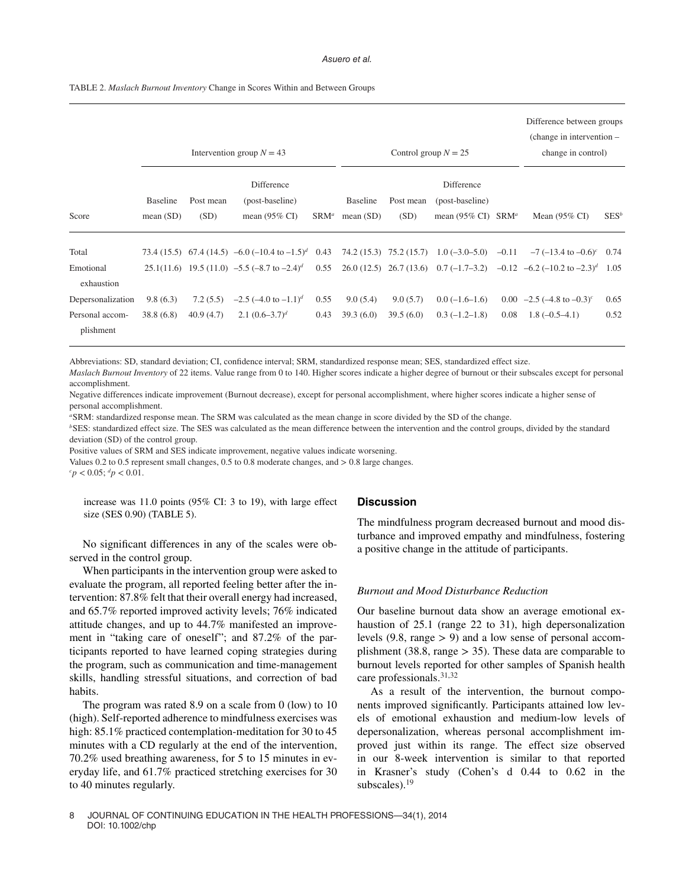TABLE 2. *Maslach Burnout Inventory* Change in Scores Within and Between Groups

| | Intervention group $N = 43$ | | | | Control group $N = 25$ | | | | Difference between groups (change in intervention – change in control) | |
|---|---|---|---|---|---|---|---|---|---|---|
| Score | Baseline mean (SD) | Post mean (SD) | Difference (post-baseline) mean (95% CI) | SRM[a] | Baseline mean (SD) | Post mean (SD) | Difference (post-baseline) mean (95% CI) | SRM[a] | Mean (95% CI) | SES[b] |
| Total | 73.4 (15.5) | 67.4 (14.5) | –6.0 (–10.4 to –1.5)[d] | 0.43 | 74.2 (15.3) | 75.2 (15.7) | 1.0 (–3.0–5.0) | –0.11 | –7 (–13.4 to –0.6)[c] | 0.74 |
| Emotional exhaustion | 25.1(11.6) | 19.5 (11.0) | –5.5 (–8.7 to –2.4)[d] | 0.55 | 26.0 (12.5) | 26.7 (13.6) | 0.7 (–1.7–3.2) | –0.12 | –6.2 (–10.2 to –2.3)[d] | 1.05 |
| Depersonalization | 9.8 (6.3) | 7.2 (5.5) | –2.5 (–4.0 to –1.1)[d] | 0.55 | 9.0 (5.4) | 9.0 (5.7) | 0.0 (–1.6–1.6) | 0.00 | –2.5 (–4.8 to –0.3)[c] | 0.65 |
| Personal accomplishment | 38.8 (6.8) | 40.9 (4.7) | 2.1 (0.6–3.7)[d] | 0.43 | 39.3 (6.0) | 39.5 (6.0) | 0.3 (–1.2–1.8) | 0.08 | 1.8 (–0.5–4.1) | 0.52 |

Abbreviations: SD, standard deviation; CI, confidence interval; SRM, standardized response mean; SES, standardized effect size.

*Maslach Burnout Inventory* of 22 items. Value range from 0 to 140. Higher scores indicate a higher degree of burnout or their subscales except for personal accomplishment.

Negative differences indicate improvement (Burnout decrease), except for personal accomplishment, where higher scores indicate a higher sense of personal accomplishment.

[a]SRM: standardized response mean. The SRM was calculated as the mean change in score divided by the SD of the change.

[b]SES: standardized effect size. The SES was calculated as the mean difference between the intervention and the control groups, divided by the standard deviation (SD) of the control group.

Positive values of SRM and SES indicate improvement, negative values indicate worsening.

Values 0.2 to 0.5 represent small changes, 0.5 to 0.8 moderate changes, and > 0.8 large changes.

[c]$p < 0.05$; [d]$p < 0.01$.

increase was 11.0 points (95% CI: 3 to 19), with large effect size (SES 0.90) (TABLE 5).

No significant differences in any of the scales were observed in the control group.

When participants in the intervention group were asked to evaluate the program, all reported feeling better after the intervention: 87.8% felt that their overall energy had increased, and 65.7% reported improved activity levels; 76% indicated attitude changes, and up to 44.7% manifested an improvement in "taking care of oneself"; and 87.2% of the participants reported to have learned coping strategies during the program, such as communication and time-management skills, handling stressful situations, and correction of bad habits.

The program was rated 8.9 on a scale from 0 (low) to 10 (high). Self-reported adherence to mindfulness exercises was high: 85.1% practiced contemplation-meditation for 30 to 45 minutes with a CD regularly at the end of the intervention, 70.2% used breathing awareness, for 5 to 15 minutes in everyday life, and 61.7% practiced stretching exercises for 30 to 40 minutes regularly.

## Discussion

The mindfulness program decreased burnout and mood disturbance and improved empathy and mindfulness, fostering a positive change in the attitude of participants.

### *Burnout and Mood Disturbance Reduction*

Our baseline burnout data show an average emotional exhaustion of 25.1 (range 22 to 31), high depersonalization levels (9.8, range > 9) and a low sense of personal accomplishment (38.8, range > 35). These data are comparable to burnout levels reported for other samples of Spanish health care professionals.[31,32]

As a result of the intervention, the burnout components improved significantly. Participants attained low levels of emotional exhaustion and medium-low levels of depersonalization, whereas personal accomplishment improved just within its range. The effect size observed in our 8-week intervention is similar to that reported in Krasner's study (Cohen's d 0.44 to 0.62 in the subscales).[19]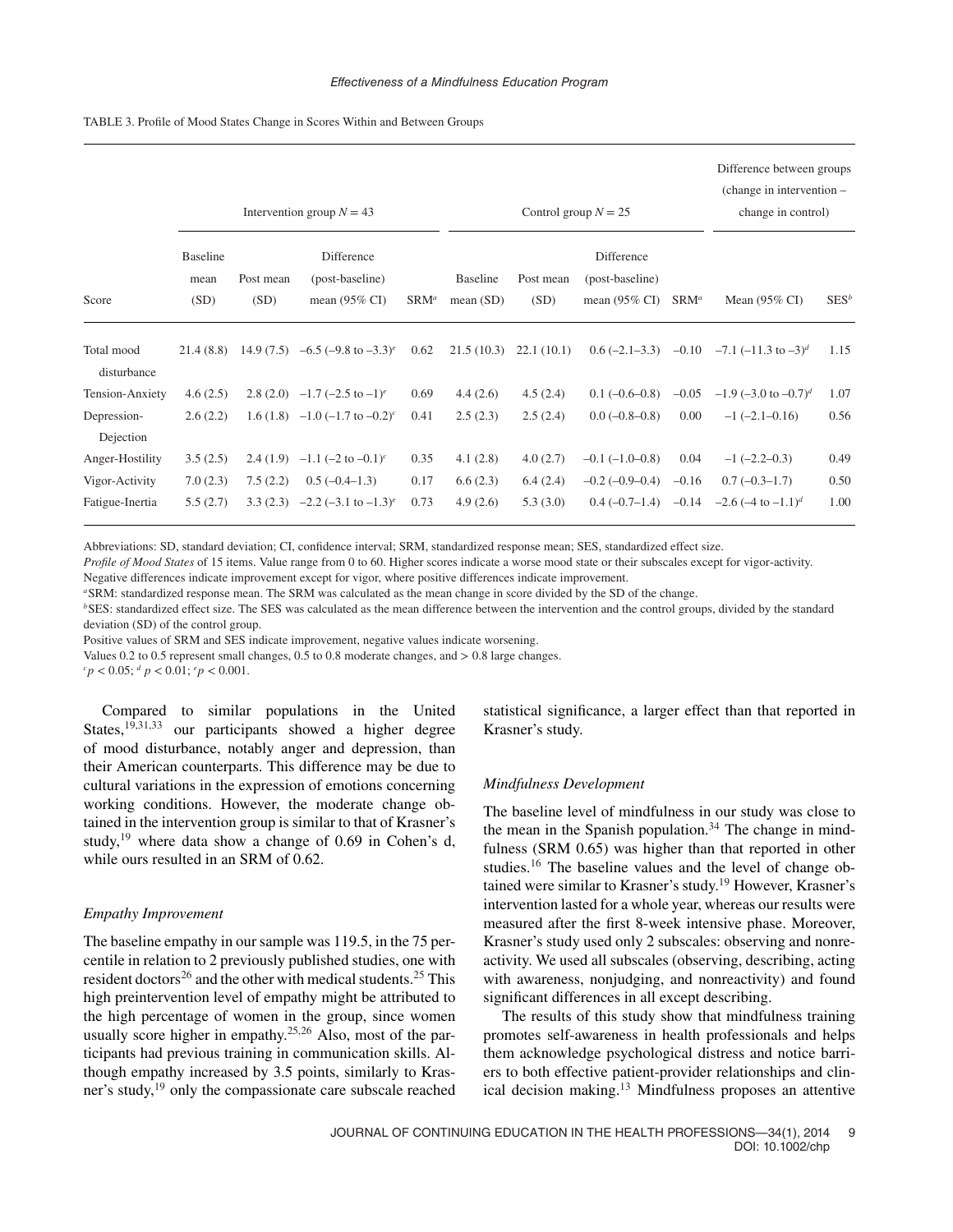TABLE 3. Profile of Mood States Change in Scores Within and Between Groups

| Score | Intervention group $N = 43$ | | | | Control group $N = 25$ | | | | Difference between groups (change in intervention – change in control) | |
|---|---|---|---|---|---|---|---|---|---|---|
| | Baseline mean (SD) | Post mean (SD) | Difference (post-baseline) mean (95% CI) | SRM[a] | Baseline mean (SD) | Post mean (SD) | Difference (post-baseline) mean (95% CI) | SRM[a] | Mean (95% CI) | SES[b] |
| Total mood disturbance | 21.4 (8.8) | 14.9 (7.5) | –6.5 (–9.8 to –3.3)[e] | 0.62 | 21.5 (10.3) | 22.1 (10.1) | 0.6 (–2.1–3.3) | –0.10 | –7.1 (–11.3 to –3)[d] | 1.15 |
| Tension-Anxiety | 4.6 (2.5) | 2.8 (2.0) | –1.7 (–2.5 to –1)[e] | 0.69 | 4.4 (2.6) | 4.5 (2.4) | 0.1 (–0.6–0.8) | –0.05 | –1.9 (–3.0 to –0.7)[d] | 1.07 |
| Depression-Dejection | 2.6 (2.2) | 1.6 (1.8) | –1.0 (–1.7 to –0.2)[c] | 0.41 | 2.5 (2.3) | 2.5 (2.4) | 0.0 (–0.8–0.8) | 0.00 | –1 (–2.1–0.16) | 0.56 |
| Anger-Hostility | 3.5 (2.5) | 2.4 (1.9) | –1.1 (–2 to –0.1)[c] | 0.35 | 4.1 (2.8) | 4.0 (2.7) | –0.1 (–1.0–0.8) | 0.04 | –1 (–2.2–0.3) | 0.49 |
| Vigor-Activity | 7.0 (2.3) | 7.5 (2.2) | 0.5 (–0.4–1.3) | 0.17 | 6.6 (2.3) | 6.4 (2.4) | –0.2 (–0.9–0.4) | –0.16 | 0.7 (–0.3–1.7) | 0.50 |
| Fatigue-Inertia | 5.5 (2.7) | 3.3 (2.3) | –2.2 (–3.1 to –1.3)[e] | 0.73 | 4.9 (2.6) | 5.3 (3.0) | 0.4 (–0.7–1.4) | –0.14 | –2.6 (–4 to –1.1)[d] | 1.00 |

Abbreviations: SD, standard deviation; CI, confidence interval; SRM, standardized response mean; SES, standardized effect size.
*Profile of Mood States* of 15 items. Value range from 0 to 60. Higher scores indicate a worse mood state or their subscales except for vigor-activity. Negative differences indicate improvement except for vigor, where positive differences indicate improvement.
[a]SRM: standardized response mean. The SRM was calculated as the mean change in score divided by the SD of the change.
[b]SES: standardized effect size. The SES was calculated as the mean difference between the intervention and the control groups, divided by the standard deviation (SD) of the control group.
Positive values of SRM and SES indicate improvement, negative values indicate worsening.
Values 0.2 to 0.5 represent small changes, 0.5 to 0.8 moderate changes, and > 0.8 large changes.
[c]$p < 0.05$; [d]$p < 0.01$; [e]$p < 0.001$.

Compared to similar populations in the United States,[19,31,33] our participants showed a higher degree of mood disturbance, notably anger and depression, than their American counterparts. This difference may be due to cultural variations in the expression of emotions concerning working conditions. However, the moderate change obtained in the intervention group is similar to that of Krasner's study,[19] where data show a change of 0.69 in Cohen's d, while ours resulted in an SRM of 0.62.

### *Empathy Improvement*

The baseline empathy in our sample was 119.5, in the 75 percentile in relation to 2 previously published studies, one with resident doctors[26] and the other with medical students.[25] This high preintervention level of empathy might be attributed to the high percentage of women in the group, since women usually score higher in empathy.[25,26] Also, most of the participants had previous training in communication skills. Although empathy increased by 3.5 points, similarly to Krasner's study,[19] only the compassionate care subscale reached statistical significance, a larger effect than that reported in Krasner's study.

### *Mindfulness Development*

The baseline level of mindfulness in our study was close to the mean in the Spanish population.[34] The change in mindfulness (SRM 0.65) was higher than that reported in other studies.[16] The baseline values and the level of change obtained were similar to Krasner's study.[19] However, Krasner's intervention lasted for a whole year, whereas our results were measured after the first 8-week intensive phase. Moreover, Krasner's study used only 2 subscales: observing and nonreactivity. We used all subscales (observing, describing, acting with awareness, nonjudging, and nonreactivity) and found significant differences in all except describing.

The results of this study show that mindfulness training promotes self-awareness in health professionals and helps them acknowledge psychological distress and notice barriers to both effective patient-provider relationships and clinical decision making.[13] Mindfulness proposes an attentive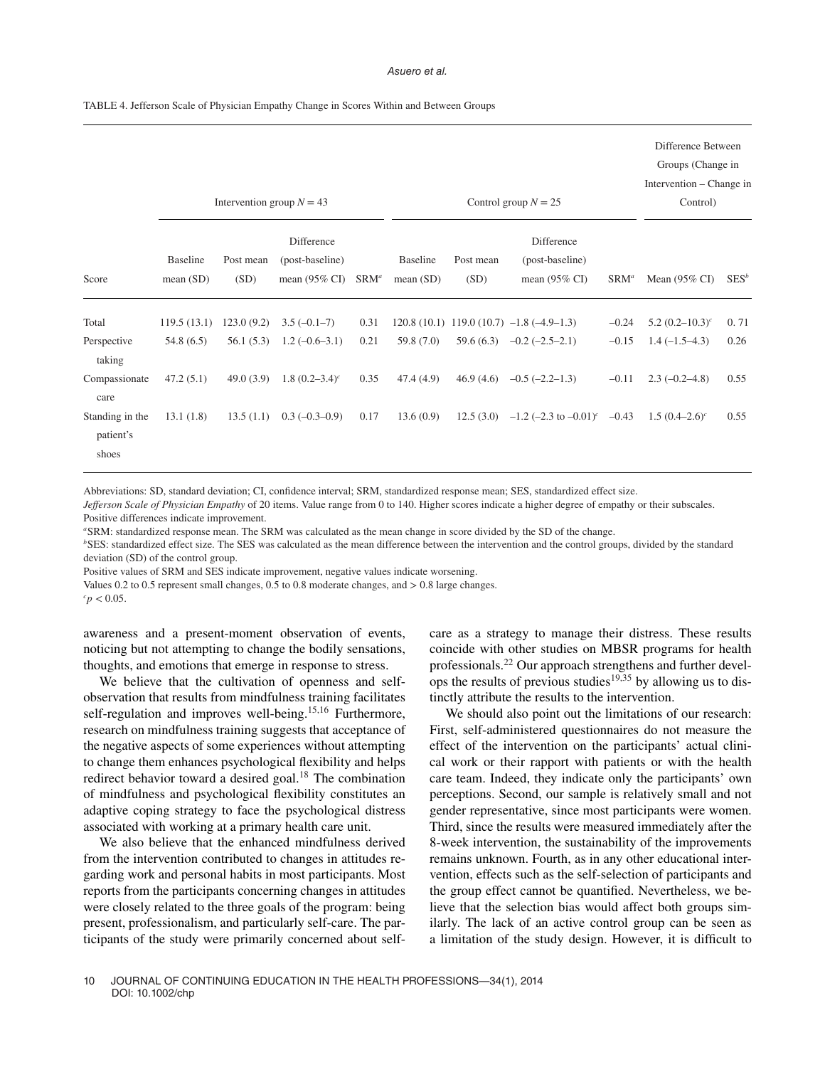TABLE 4. Jefferson Scale of Physician Empathy Change in Scores Within and Between Groups

| | Intervention group $N = 43$ | | | | Control group $N = 25$ | | | | Difference Between Groups (Change in Intervention – Change in Control) | |
|---|---|---|---|---|---|---|---|---|---|---|
| Score | Baseline mean (SD) | Post mean (SD) | Difference (post-baseline) mean (95% CI) | SRM[a] | Baseline mean (SD) | Post mean (SD) | Difference (post-baseline) mean (95% CI) | SRM[a] | Mean (95% CI) | SES[b] |
| Total | 119.5 (13.1) | 123.0 (9.2) | 3.5 (–0.1–7) | 0.31 | 120.8 (10.1) | 119.0 (10.7) | –1.8 (–4.9–1.3) | –0.24 | 5.2 (0.2–10.3)[c] | 0. 71 |
| Perspective taking | 54.8 (6.5) | 56.1 (5.3) | 1.2 (–0.6–3.1) | 0.21 | 59.8 (7.0) | 59.6 (6.3) | –0.2 (–2.5–2.1) | –0.15 | 1.4 (–1.5–4.3) | 0.26 |
| Compassionate care | 47.2 (5.1) | 49.0 (3.9) | 1.8 (0.2–3.4)[c] | 0.35 | 47.4 (4.9) | 46.9 (4.6) | –0.5 (–2.2–1.3) | –0.11 | 2.3 (–0.2–4.8) | 0.55 |
| Standing in the patient's shoes | 13.1 (1.8) | 13.5 (1.1) | 0.3 (–0.3–0.9) | 0.17 | 13.6 (0.9) | 12.5 (3.0) | –1.2 (–2.3 to –0.01)[c] | –0.43 | 1.5 (0.4–2.6)[c] | 0.55 |

Abbreviations: SD, standard deviation; CI, confidence interval; SRM, standardized response mean; SES, standardized effect size.

*Jefferson Scale of Physician Empathy* of 20 items. Value range from 0 to 140. Higher scores indicate a higher degree of empathy or their subscales. Positive differences indicate improvement.

[a]SRM: standardized response mean. The SRM was calculated as the mean change in score divided by the SD of the change.

[b]SES: standardized effect size. The SES was calculated as the mean difference between the intervention and the control groups, divided by the standard deviation (SD) of the control group.

Positive values of SRM and SES indicate improvement, negative values indicate worsening.

Values 0.2 to 0.5 represent small changes, 0.5 to 0.8 moderate changes, and > 0.8 large changes.

[c]$p < 0.05$.

awareness and a present-moment observation of events, noticing but not attempting to change the bodily sensations, thoughts, and emotions that emerge in response to stress.

We believe that the cultivation of openness and self-observation that results from mindfulness training facilitates self-regulation and improves well-being.[15,16] Furthermore, research on mindfulness training suggests that acceptance of the negative aspects of some experiences without attempting to change them enhances psychological flexibility and helps redirect behavior toward a desired goal.[18] The combination of mindfulness and psychological flexibility constitutes an adaptive coping strategy to face the psychological distress associated with working at a primary health care unit.

We also believe that the enhanced mindfulness derived from the intervention contributed to changes in attitudes regarding work and personal habits in most participants. Most reports from the participants concerning changes in attitudes were closely related to the three goals of the program: being present, professionalism, and particularly self-care. The participants of the study were primarily concerned about self-care as a strategy to manage their distress. These results coincide with other studies on MBSR programs for health professionals.[22] Our approach strengthens and further develops the results of previous studies[19,35] by allowing us to distinctly attribute the results to the intervention.

We should also point out the limitations of our research: First, self-administered questionnaires do not measure the effect of the intervention on the participants' actual clinical work or their rapport with patients or with the health care team. Indeed, they indicate only the participants' own perceptions. Second, our sample is relatively small and not gender representative, since most participants were women. Third, since the results were measured immediately after the 8-week intervention, the sustainability of the improvements remains unknown. Fourth, as in any other educational intervention, effects such as the self-selection of participants and the group effect cannot be quantified. Nevertheless, we believe that the selection bias would affect both groups similarly. The lack of an active control group can be seen as a limitation of the study design. However, it is difficult to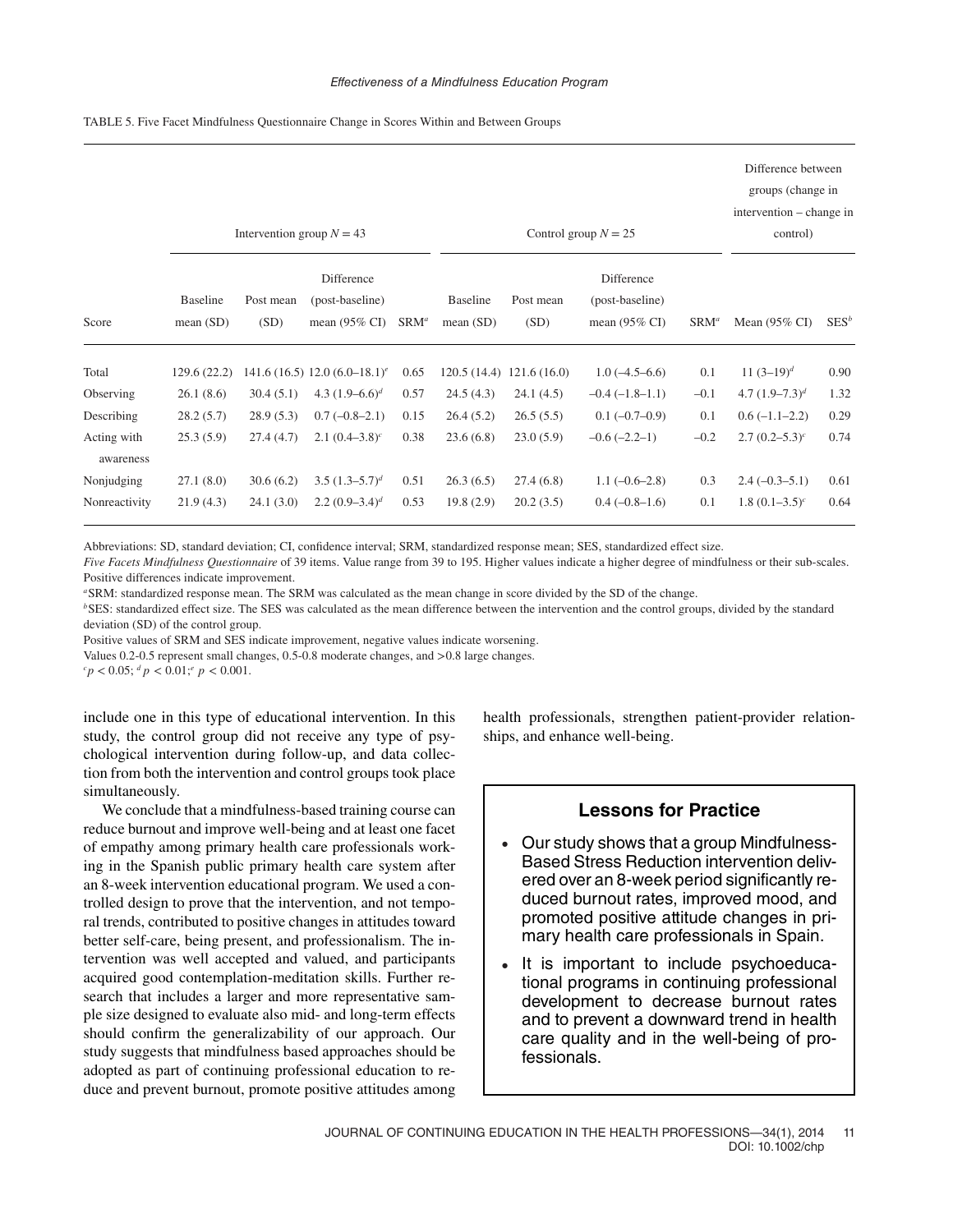TABLE 5. Five Facet Mindfulness Questionnaire Change in Scores Within and Between Groups

| Score | Intervention group $N = 43$ | | | | Control group $N = 25$ | | | | Difference between groups (change in intervention – change in control) | |
|---|---|---|---|---|---|---|---|---|---|---|
| | Baseline mean (SD) | Post mean (SD) | Difference (post-baseline) mean (95% CI) | SRM[a] | Baseline mean (SD) | Post mean (SD) | Difference (post-baseline) mean (95% CI) | SRM[a] | Mean (95% CI) | SES[b] |
| Total | 129.6 (22.2) | 141.6 (16.5) | 12.0 (6.0–18.1)[e] | 0.65 | 120.5 (14.4) | 121.6 (16.0) | 1.0 (–4.5–6.6) | 0.1 | 11 (3–19)[d] | 0.90 |
| Observing | 26.1 (8.6) | 30.4 (5.1) | 4.3 (1.9–6.6)[d] | 0.57 | 24.5 (4.3) | 24.1 (4.5) | –0.4 (–1.8–1.1) | –0.1 | 4.7 (1.9–7.3)[d] | 1.32 |
| Describing | 28.2 (5.7) | 28.9 (5.3) | 0.7 (–0.8–2.1) | 0.15 | 26.4 (5.2) | 26.5 (5.5) | 0.1 (–0.7–0.9) | 0.1 | 0.6 (–1.1–2.2) | 0.29 |
| Acting with awareness | 25.3 (5.9) | 27.4 (4.7) | 2.1 (0.4–3.8)[c] | 0.38 | 23.6 (6.8) | 23.0 (5.9) | –0.6 (–2.2–1) | –0.2 | 2.7 (0.2–5.3)[c] | 0.74 |
| Nonjudging | 27.1 (8.0) | 30.6 (6.2) | 3.5 (1.3–5.7)[d] | 0.51 | 26.3 (6.5) | 27.4 (6.8) | 1.1 (–0.6–2.8) | 0.3 | 2.4 (–0.3–5.1) | 0.61 |
| Nonreactivity | 21.9 (4.3) | 24.1 (3.0) | 2.2 (0.9–3.4)[d] | 0.53 | 19.8 (2.9) | 20.2 (3.5) | 0.4 (–0.8–1.6) | 0.1 | 1.8 (0.1–3.5)[c] | 0.64 |

Abbreviations: SD, standard deviation; CI, confidence interval; SRM, standardized response mean; SES, standardized effect size.

*Five Facets Mindfulness Questionnaire* of 39 items. Value range from 39 to 195. Higher values indicate a higher degree of mindfulness or their sub-scales. Positive differences indicate improvement.

[a]SRM: standardized response mean. The SRM was calculated as the mean change in score divided by the SD of the change.

[b]SES: standardized effect size. The SES was calculated as the mean difference between the intervention and the control groups, divided by the standard deviation (SD) of the control group.

Positive values of SRM and SES indicate improvement, negative values indicate worsening.

Values 0.2-0.5 represent small changes, 0.5-0.8 moderate changes, and >0.8 large changes.

[c]$p < 0.05$; [d]$p < 0.01$; [e]$p < 0.001$.

include one in this type of educational intervention. In this study, the control group did not receive any type of psychological intervention during follow-up, and data collection from both the intervention and control groups took place simultaneously.

We conclude that a mindfulness-based training course can reduce burnout and improve well-being and at least one facet of empathy among primary health care professionals working in the Spanish public primary health care system after an 8-week intervention educational program. We used a controlled design to prove that the intervention, and not temporal trends, contributed to positive changes in attitudes toward better self-care, being present, and professionalism. The intervention was well accepted and valued, and participants acquired good contemplation-meditation skills. Further research that includes a larger and more representative sample size designed to evaluate also mid- and long-term effects should confirm the generalizability of our approach. Our study suggests that mindfulness based approaches should be adopted as part of continuing professional education to reduce and prevent burnout, promote positive attitudes among health professionals, strengthen patient-provider relationships, and enhance well-being.

## Lessons for Practice

- Our study shows that a group Mindfulness-Based Stress Reduction intervention delivered over an 8-week period significantly reduced burnout rates, improved mood, and promoted positive attitude changes in primary health care professionals in Spain.
- It is important to include psychoeducational programs in continuing professional development to decrease burnout rates and to prevent a downward trend in health care quality and in the well-being of professionals.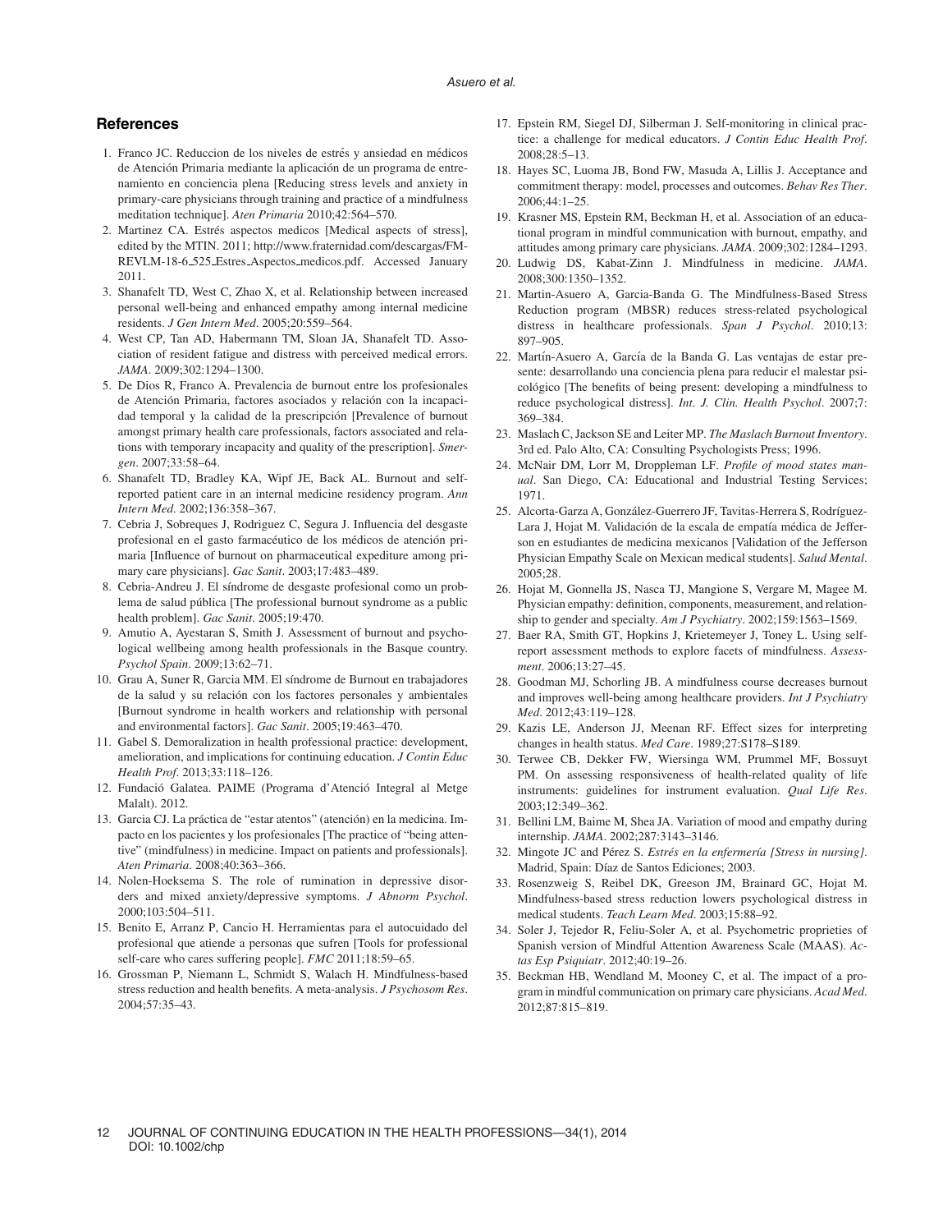## References

1. Franco JC. Reduccion de los niveles de estrés y ansiedad en médicos de Atención Primaria mediante la aplicación de un programa de entrenamiento en conciencia plena [Reducing stress levels and anxiety in primary-care physicians through training and practice of a mindfulness meditation technique]. *Aten Primaria* 2010;42:564–570.
2. Martinez CA. Estrés aspectos medicos [Medical aspects of stress], edited by the MTIN. 2011; http://www.fraternidad.com/descargas/FM-REVLM-18-6_525_Estres_Aspectos_medicos.pdf. Accessed January 2011.
3. Shanafelt TD, West C, Zhao X, et al. Relationship between increased personal well-being and enhanced empathy among internal medicine residents. *J Gen Intern Med*. 2005;20:559–564.
4. West CP, Tan AD, Habermann TM, Sloan JA, Shanafelt TD. Association of resident fatigue and distress with perceived medical errors. *JAMA*. 2009;302:1294–1300.
5. De Dios R, Franco A. Prevalencia de burnout entre los profesionales de Atención Primaria, factores asociados y relación con la incapacidad temporal y la calidad de la prescripción [Prevalence of burnout amongst primary health care professionals, factors associated and relations with temporary incapacity and quality of the prescription]. *Smergen*. 2007;33:58–64.
6. Shanafelt TD, Bradley KA, Wipf JE, Back AL. Burnout and self-reported patient care in an internal medicine residency program. *Ann Intern Med*. 2002;136:358–367.
7. Cebria J, Sobreques J, Rodriguez C, Segura J. Influencia del desgaste profesional en el gasto farmacéutico de los médicos de atención primaria [Influence of burnout on pharmaceutical expediture among primary care physicians]. *Gac Sanit*. 2003;17:483–489.
8. Cebria-Andreu J. El síndrome de desgaste profesional como un problema de salud pública [The professional burnout syndrome as a public health problem]. *Gac Sanit*. 2005;19:470.
9. Amutio A, Ayestaran S, Smith J. Assessment of burnout and psychological wellbeing among health professionals in the Basque country. *Psychol Spain*. 2009;13:62–71.
10. Grau A, Suner R, Garcia MM. El síndrome de Burnout en trabajadores de la salud y su relación con los factores personales y ambientales [Burnout syndrome in health workers and relationship with personal and environmental factors]. *Gac Sanit*. 2005;19:463–470.
11. Gabel S. Demoralization in health professional practice: development, amelioration, and implications for continuing education. *J Contin Educ Health Prof*. 2013;33:118–126.
12. Fundació Galatea. PAIME (Programa d'Atenció Integral al Metge Malalt). 2012.
13. Garcia CJ. La práctica de "estar atentos" (atención) en la medicina. Impacto en los pacientes y los profesionales [The practice of "being attentive" (mindfulness) in medicine. Impact on patients and professionals]. *Aten Primaria*. 2008;40:363–366.
14. Nolen-Hoeksema S. The role of rumination in depressive disorders and mixed anxiety/depressive symptoms. *J Abnorm Psychol*. 2000;103:504–511.
15. Benito E, Arranz P, Cancio H. Herramientas para el autocuidado del profesional que atiende a personas que sufren [Tools for professional self-care who cares suffering people]. *FMC* 2011;18:59–65.
16. Grossman P, Niemann L, Schmidt S, Walach H. Mindfulness-based stress reduction and health benefits. A meta-analysis. *J Psychosom Res*. 2004;57:35–43.
17. Epstein RM, Siegel DJ, Silberman J. Self-monitoring in clinical practice: a challenge for medical educators. *J Contin Educ Health Prof*. 2008;28:5–13.
18. Hayes SC, Luoma JB, Bond FW, Masuda A, Lillis J. Acceptance and commitment therapy: model, processes and outcomes. *Behav Res Ther*. 2006;44:1–25.
19. Krasner MS, Epstein RM, Beckman H, et al. Association of an educational program in mindful communication with burnout, empathy, and attitudes among primary care physicians. *JAMA*. 2009;302:1284–1293.
20. Ludwig DS, Kabat-Zinn J. Mindfulness in medicine. *JAMA*. 2008;300:1350–1352.
21. Martin-Asuero A, Garcia-Banda G. The Mindfulness-Based Stress Reduction program (MBSR) reduces stress-related psychological distress in healthcare professionals. *Span J Psychol*. 2010;13: 897–905.
22. Martín-Asuero A, García de la Banda G. Las ventajas de estar presente: desarrollando una conciencia plena para reducir el malestar psicológico [The benefits of being present: developing a mindfulness to reduce psychological distress]. *Int. J. Clin. Health Psychol*. 2007;7: 369–384.
23. Maslach C, Jackson SE and Leiter MP. *The Maslach Burnout Inventory*. 3rd ed. Palo Alto, CA: Consulting Psychologists Press; 1996.
24. McNair DM, Lorr M, Droppleman LF. *Profile of mood states manual*. San Diego, CA: Educational and Industrial Testing Services; 1971.
25. Alcorta-Garza A, González-Guerrero JF, Tavitas-Herrera S, Rodríguez-Lara J, Hojat M. Validación de la escala de empatía médica de Jefferson en estudiantes de medicina mexicanos [Validation of the Jefferson Physician Empathy Scale on Mexican medical students]. *Salud Mental*. 2005;28.
26. Hojat M, Gonnella JS, Nasca TJ, Mangione S, Vergare M, Magee M. Physician empathy: definition, components, measurement, and relationship to gender and specialty. *Am J Psychiatry*. 2002;159:1563–1569.
27. Baer RA, Smith GT, Hopkins J, Krietemeyer J, Toney L. Using self-report assessment methods to explore facets of mindfulness. *Assessment*. 2006;13:27–45.
28. Goodman MJ, Schorling JB. A mindfulness course decreases burnout and improves well-being among healthcare providers. *Int J Psychiatry Med*. 2012;43:119–128.
29. Kazis LE, Anderson JJ, Meenan RF. Effect sizes for interpreting changes in health status. *Med Care*. 1989;27:S178–S189.
30. Terwee CB, Dekker FW, Wiersinga WM, Prummel MF, Bossuyt PM. On assessing responsiveness of health-related quality of life instruments: guidelines for instrument evaluation. *Qual Life Res*. 2003;12:349–362.
31. Bellini LM, Baime M, Shea JA. Variation of mood and empathy during internship. *JAMA*. 2002;287:3143–3146.
32. Mingote JC and Pérez S. *Estrés en la enfermería [Stress in nursing]*. Madrid, Spain: Díaz de Santos Ediciones; 2003.
33. Rosenzweig S, Reibel DK, Greeson JM, Brainard GC, Hojat M. Mindfulness-based stress reduction lowers psychological distress in medical students. *Teach Learn Med*. 2003;15:88–92.
34. Soler J, Tejedor R, Feliu-Soler A, et al. Psychometric proprieties of Spanish version of Mindful Attention Awareness Scale (MAAS). *Actas Esp Psiquiatr*. 2012;40:19–26.
35. Beckman HB, Wendland M, Mooney C, et al. The impact of a program in mindful communication on primary care physicians. *Acad Med*. 2012;87:815–819.